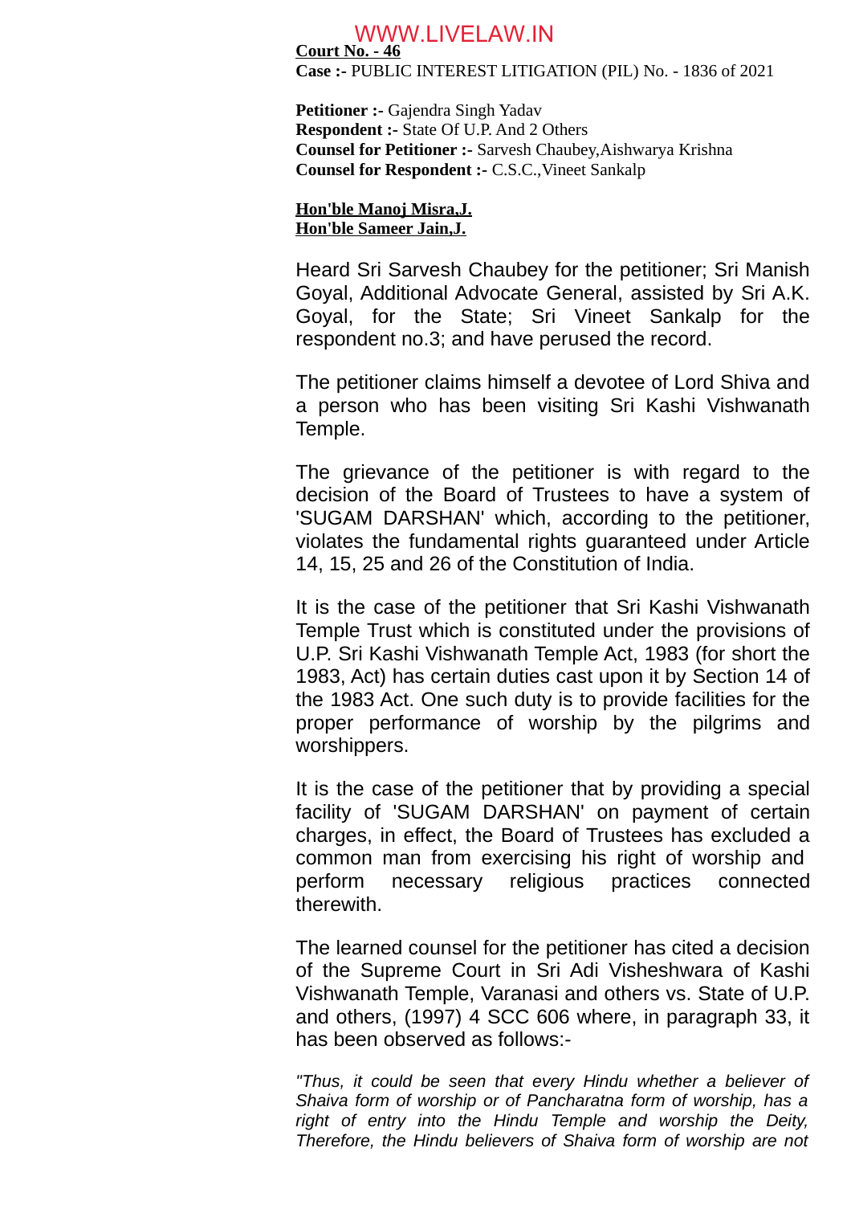**Court No. - 46**

**Case :-** PUBLIC INTEREST LITIGATION (PIL) No. - 1836 of 2021

**Petitioner :-** Gajendra Singh Yadav
**Respondent :-** State Of U.P. And 2 Others
**Counsel for Petitioner :-** Sarvesh Chaubey,Aishwarya Krishna
**Counsel for Respondent :-** C.S.C.,Vineet Sankalp

**Hon'ble Manoj Misra,J.**
**Hon'ble Sameer Jain,J.**

Heard Sri Sarvesh Chaubey for the petitioner; Sri Manish Goyal, Additional Advocate General, assisted by Sri A.K. Goyal, for the State; Sri Vineet Sankalp for the respondent no.3; and have perused the record.

The petitioner claims himself a devotee of Lord Shiva and a person who has been visiting Sri Kashi Vishwanath Temple.

The grievance of the petitioner is with regard to the decision of the Board of Trustees to have a system of 'SUGAM DARSHAN' which, according to the petitioner, violates the fundamental rights guaranteed under Article 14, 15, 25 and 26 of the Constitution of India.

It is the case of the petitioner that Sri Kashi Vishwanath Temple Trust which is constituted under the provisions of U.P. Sri Kashi Vishwanath Temple Act, 1983 (for short the 1983, Act) has certain duties cast upon it by Section 14 of the 1983 Act. One such duty is to provide facilities for the proper performance of worship by the pilgrims and worshippers.

It is the case of the petitioner that by providing a special facility of 'SUGAM DARSHAN' on payment of certain charges, in effect, the Board of Trustees has excluded a common man from exercising his right of worship and perform necessary religious practices connected therewith.

The learned counsel for the petitioner has cited a decision of the Supreme Court in Sri Adi Visheshwara of Kashi Vishwanath Temple, Varanasi and others vs. State of U.P. and others, (1997) 4 SCC 606 where, in paragraph 33, it has been observed as follows:-

*"Thus, it could be seen that every Hindu whether a believer of Shaiva form of worship or of Pancharatna form of worship, has a right of entry into the Hindu Temple and worship the Deity, Therefore, the Hindu believers of Shaiva form of worship are not*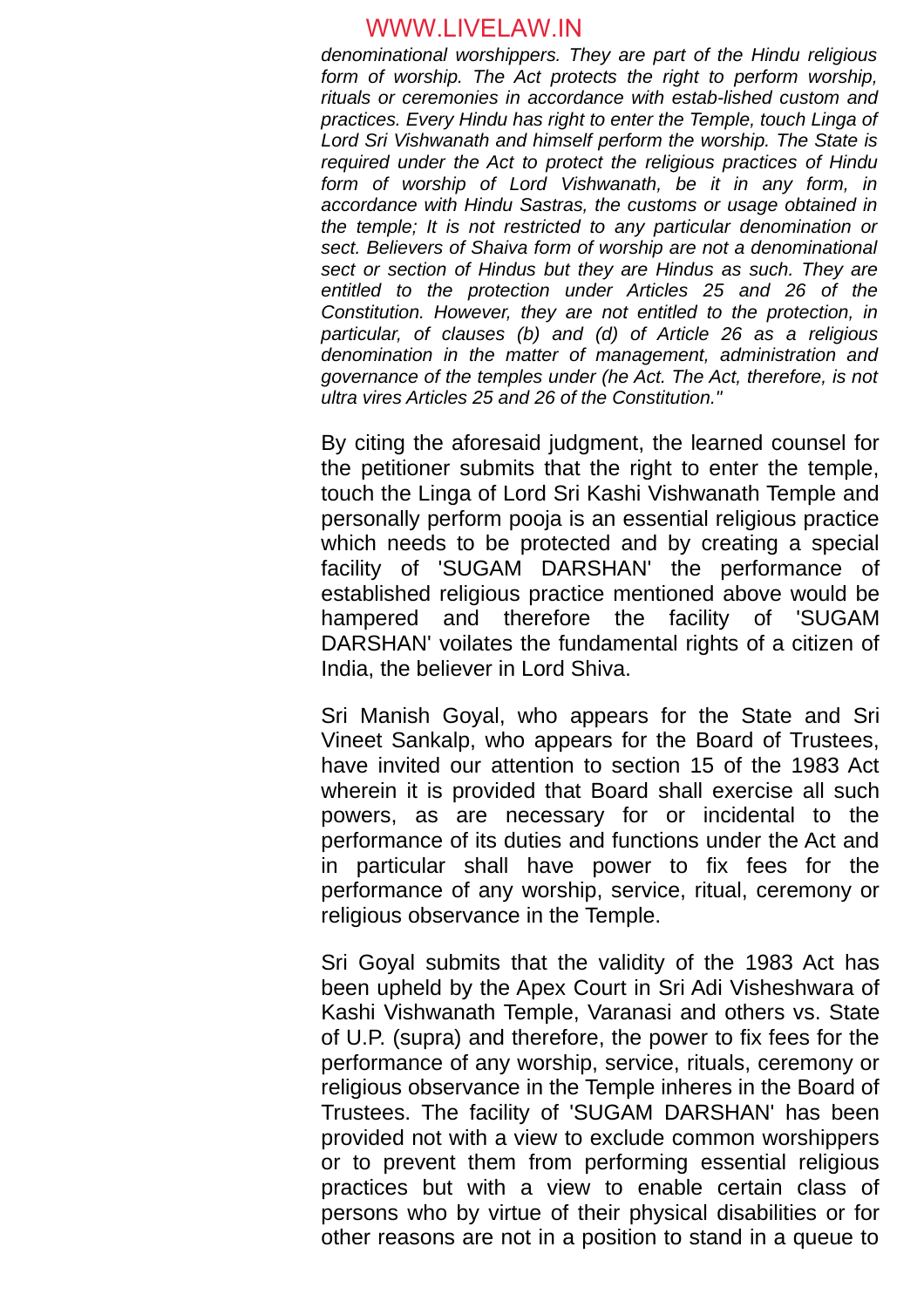*denominational worshippers. They are part of the Hindu religious form of worship. The Act protects the right to perform worship, rituals or ceremonies in accordance with estab-lished custom and practices. Every Hindu has right to enter the Temple, touch Linga of Lord Sri Vishwanath and himself perform the worship. The State is required under the Act to protect the religious practices of Hindu form of worship of Lord Vishwanath, be it in any form, in accordance with Hindu Sastras, the customs or usage obtained in the temple; It is not restricted to any particular denomination or sect. Believers of Shaiva form of worship are not a denominational sect or section of Hindus but they are Hindus as such. They are entitled to the protection under Articles 25 and 26 of the Constitution. However, they are not entitled to the protection, in particular, of clauses (b) and (d) of Article 26 as a religious denomination in the matter of management, administration and governance of the temples under (he Act. The Act, therefore, is not ultra vires Articles 25 and 26 of the Constitution."*

By citing the aforesaid judgment, the learned counsel for the petitioner submits that the right to enter the temple, touch the Linga of Lord Sri Kashi Vishwanath Temple and personally perform pooja is an essential religious practice which needs to be protected and by creating a special facility of 'SUGAM DARSHAN' the performance of established religious practice mentioned above would be hampered and therefore the facility of 'SUGAM DARSHAN' voilates the fundamental rights of a citizen of India, the believer in Lord Shiva.

Sri Manish Goyal, who appears for the State and Sri Vineet Sankalp, who appears for the Board of Trustees, have invited our attention to section 15 of the 1983 Act wherein it is provided that Board shall exercise all such powers, as are necessary for or incidental to the performance of its duties and functions under the Act and in particular shall have power to fix fees for the performance of any worship, service, ritual, ceremony or religious observance in the Temple.

Sri Goyal submits that the validity of the 1983 Act has been upheld by the Apex Court in Sri Adi Visheshwara of Kashi Vishwanath Temple, Varanasi and others vs. State of U.P. (supra) and therefore, the power to fix fees for the performance of any worship, service, rituals, ceremony or religious observance in the Temple inheres in the Board of Trustees. The facility of 'SUGAM DARSHAN' has been provided not with a view to exclude common worshippers or to prevent them from performing essential religious practices but with a view to enable certain class of persons who by virtue of their physical disabilities or for other reasons are not in a position to stand in a queue to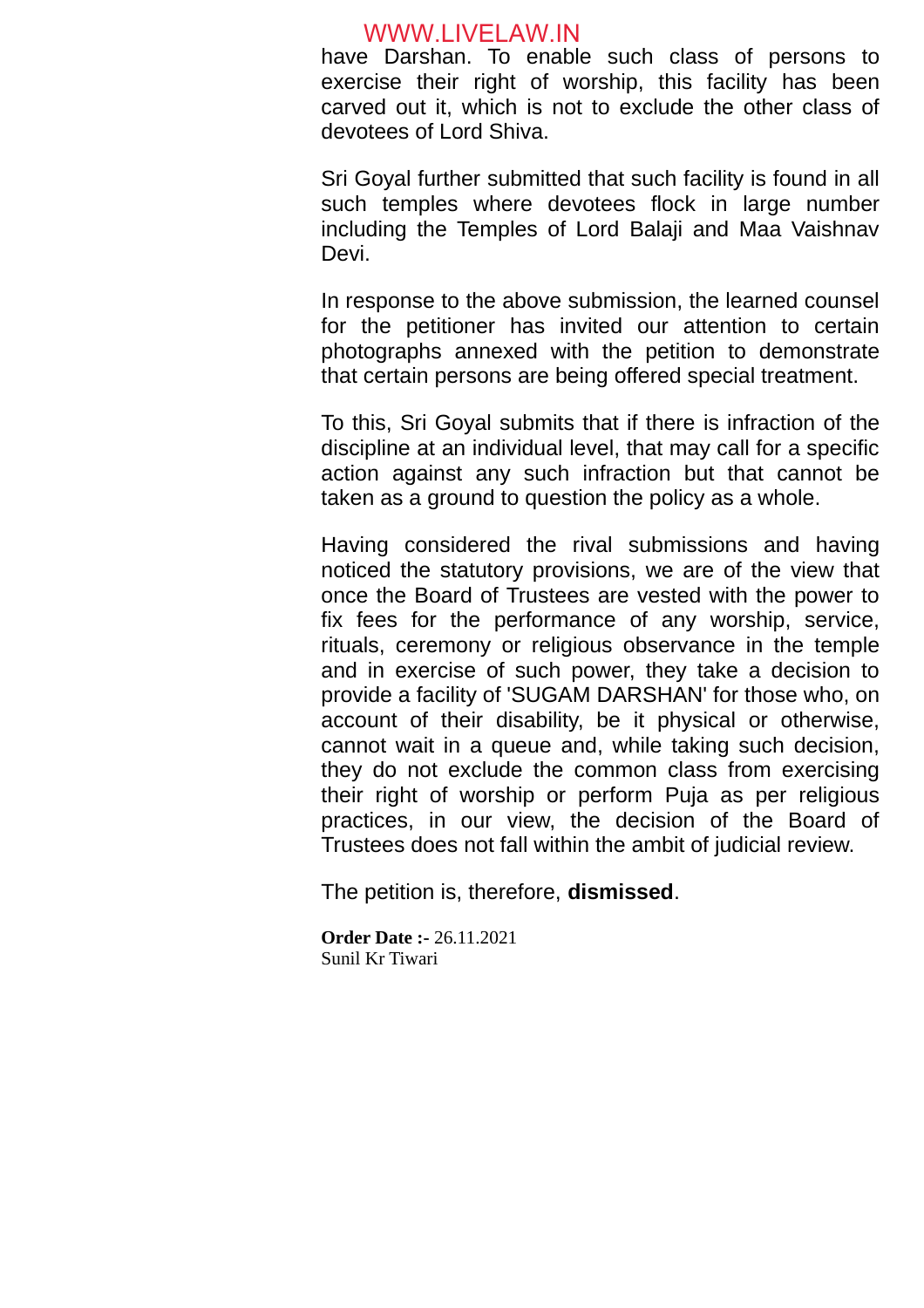have Darshan. To enable such class of persons to exercise their right of worship, this facility has been carved out it, which is not to exclude the other class of devotees of Lord Shiva.

Sri Goyal further submitted that such facility is found in all such temples where devotees flock in large number including the Temples of Lord Balaji and Maa Vaishnav Devi.

In response to the above submission, the learned counsel for the petitioner has invited our attention to certain photographs annexed with the petition to demonstrate that certain persons are being offered special treatment.

To this, Sri Goyal submits that if there is infraction of the discipline at an individual level, that may call for a specific action against any such infraction but that cannot be taken as a ground to question the policy as a whole.

Having considered the rival submissions and having noticed the statutory provisions, we are of the view that once the Board of Trustees are vested with the power to fix fees for the performance of any worship, service, rituals, ceremony or religious observance in the temple and in exercise of such power, they take a decision to provide a facility of 'SUGAM DARSHAN' for those who, on account of their disability, be it physical or otherwise, cannot wait in a queue and, while taking such decision, they do not exclude the common class from exercising their right of worship or perform Puja as per religious practices, in our view, the decision of the Board of Trustees does not fall within the ambit of judicial review.

The petition is, therefore, **dismissed**.

**Order Date :-** 26.11.2021
Sunil Kr Tiwari